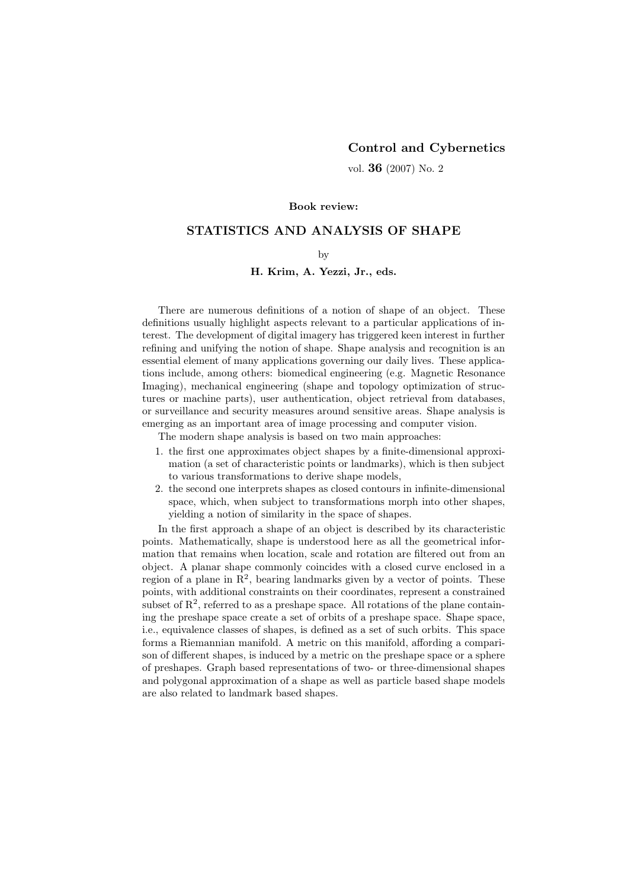**Control and Cybernetics**

vol. **36** (2007) No. 2

**Book review:**

# STATISTICS AND ANALYSIS OF SHAPE

by

**H. Krim, A. Yezzi, Jr., eds.**

There are numerous definitions of a notion of shape of an object. These definitions usually highlight aspects relevant to a particular applications of interest. The development of digital imagery has triggered keen interest in further refining and unifying the notion of shape. Shape analysis and recognition is an essential element of many applications governing our daily lives. These applications include, among others: biomedical engineering (e.g. Magnetic Resonance Imaging), mechanical engineering (shape and topology optimization of structures or machine parts), user authentication, object retrieval from databases, or surveillance and security measures around sensitive areas. Shape analysis is emerging as an important area of image processing and computer vision.

The modern shape analysis is based on two main approaches:

1. the first one approximates object shapes by a finite-dimensional approximation (a set of characteristic points or landmarks), which is then subject to various transformations to derive shape models,
2. the second one interprets shapes as closed contours in infinite-dimensional space, which, when subject to transformations morph into other shapes, yielding a notion of similarity in the space of shapes.

In the first approach a shape of an object is described by its characteristic points. Mathematically, shape is understood here as all the geometrical information that remains when location, scale and rotation are filtered out from an object. A planar shape commonly coincides with a closed curve enclosed in a region of a plane in $\mathrm{R}^2$, bearing landmarks given by a vector of points. These points, with additional constraints on their coordinates, represent a constrained subset of $\mathrm{R}^2$, referred to as a preshape space. All rotations of the plane containing the preshape space create a set of orbits of a preshape space. Shape space, i.e., equivalence classes of shapes, is defined as a set of such orbits. This space forms a Riemannian manifold. A metric on this manifold, affording a comparison of different shapes, is induced by a metric on the preshape space or a sphere of preshapes. Graph based representations of two- or three-dimensional shapes and polygonal approximation of a shape as well as particle based shape models are also related to landmark based shapes.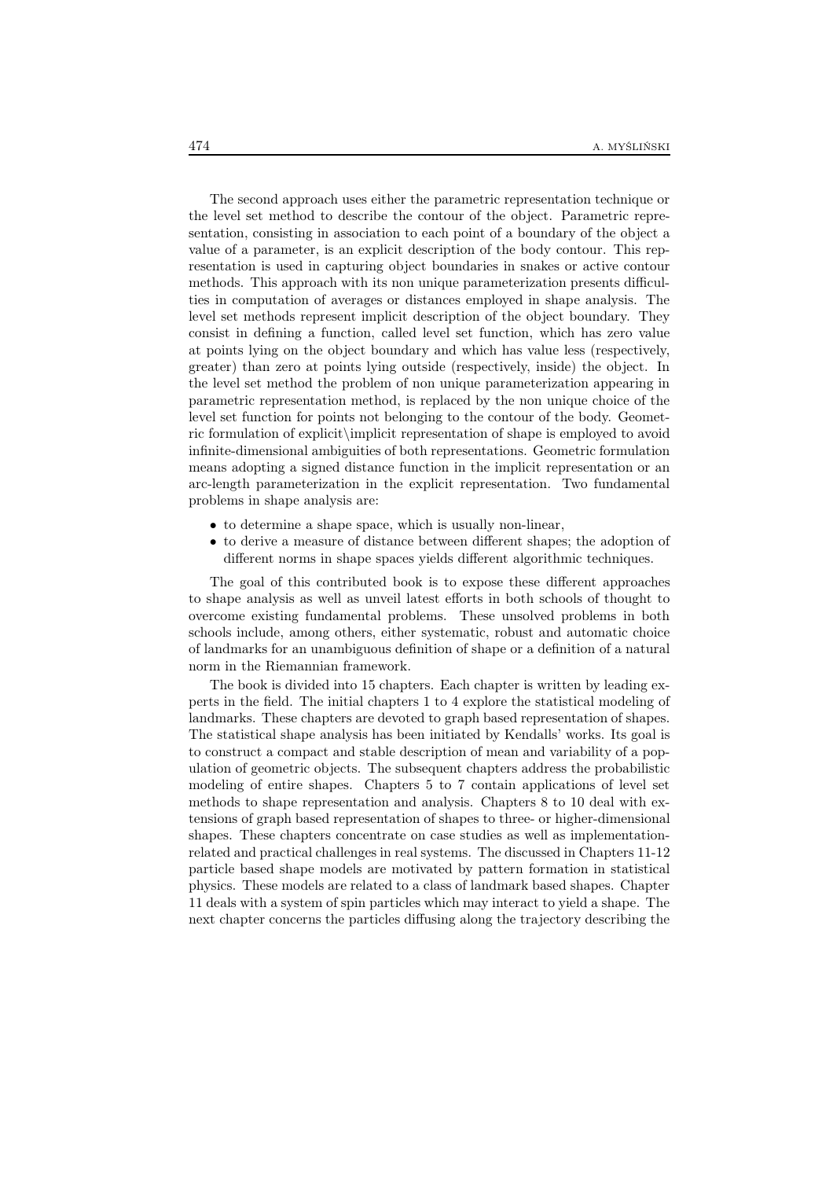The second approach uses either the parametric representation technique or the level set method to describe the contour of the object. Parametric representation, consisting in association to each point of a boundary of the object a value of a parameter, is an explicit description of the body contour. This representation is used in capturing object boundaries in snakes or active contour methods. This approach with its non unique parameterization presents difficulties in computation of averages or distances employed in shape analysis. The level set methods represent implicit description of the object boundary. They consist in defining a function, called level set function, which has zero value at points lying on the object boundary and which has value less (respectively, greater) than zero at points lying outside (respectively, inside) the object. In the level set method the problem of non unique parameterization appearing in parametric representation method, is replaced by the non unique choice of the level set function for points not belonging to the contour of the body. Geometric formulation of explicit\implicit representation of shape is employed to avoid infinite-dimensional ambiguities of both representations. Geometric formulation means adopting a signed distance function in the implicit representation or an arc-length parameterization in the explicit representation. Two fundamental problems in shape analysis are:

- to determine a shape space, which is usually non-linear,
- to derive a measure of distance between different shapes; the adoption of different norms in shape spaces yields different algorithmic techniques.

The goal of this contributed book is to expose these different approaches to shape analysis as well as unveil latest efforts in both schools of thought to overcome existing fundamental problems. These unsolved problems in both schools include, among others, either systematic, robust and automatic choice of landmarks for an unambiguous definition of shape or a definition of a natural norm in the Riemannian framework.

The book is divided into 15 chapters. Each chapter is written by leading experts in the field. The initial chapters 1 to 4 explore the statistical modeling of landmarks. These chapters are devoted to graph based representation of shapes. The statistical shape analysis has been initiated by Kendalls' works. Its goal is to construct a compact and stable description of mean and variability of a population of geometric objects. The subsequent chapters address the probabilistic modeling of entire shapes. Chapters 5 to 7 contain applications of level set methods to shape representation and analysis. Chapters 8 to 10 deal with extensions of graph based representation of shapes to three- or higher-dimensional shapes. These chapters concentrate on case studies as well as implementation-related and practical challenges in real systems. The discussed in Chapters 11-12 particle based shape models are motivated by pattern formation in statistical physics. These models are related to a class of landmark based shapes. Chapter 11 deals with a system of spin particles which may interact to yield a shape. The next chapter concerns the particles diffusing along the trajectory describing the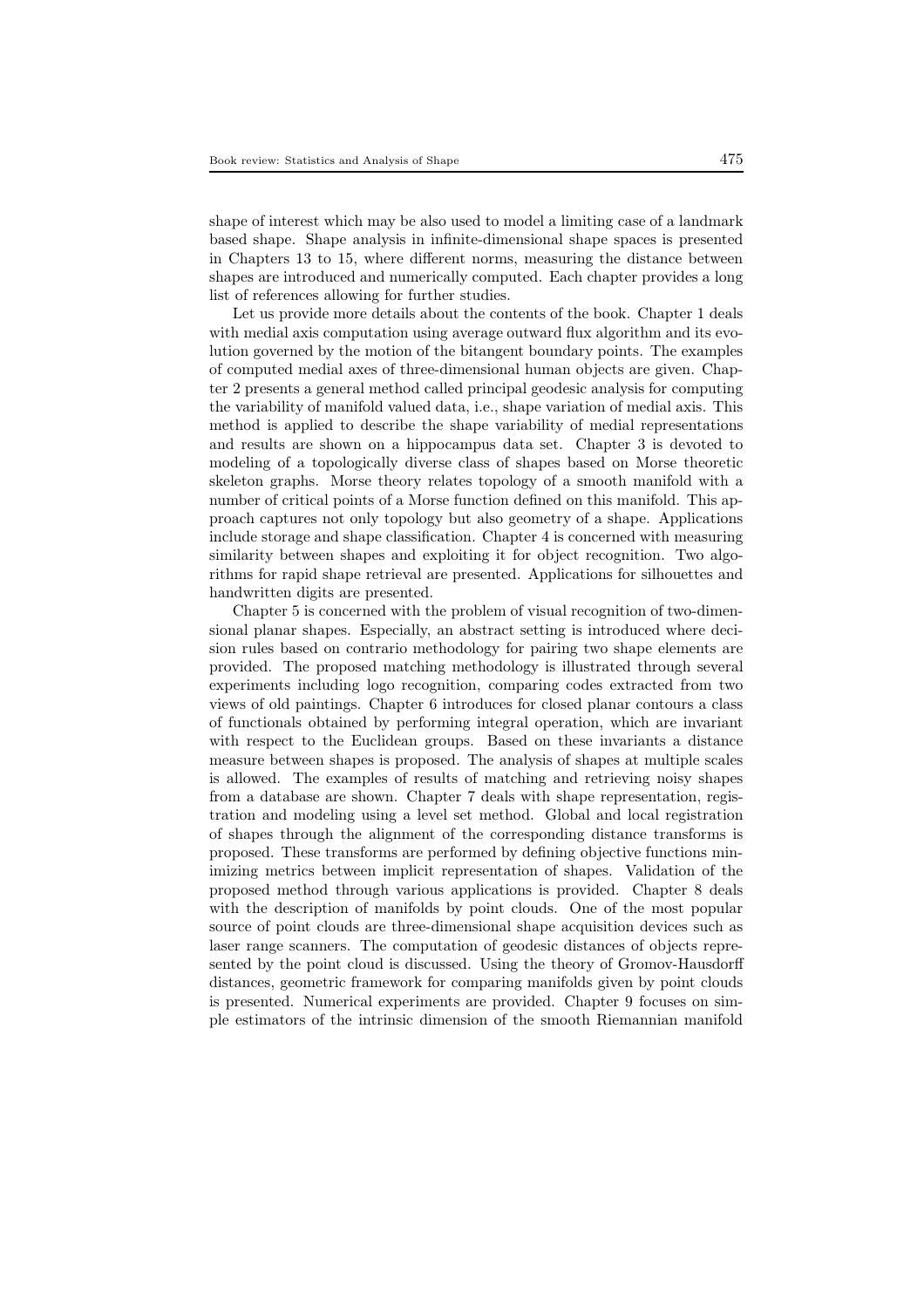shape of interest which may be also used to model a limiting case of a landmark based shape. Shape analysis in infinite-dimensional shape spaces is presented in Chapters 13 to 15, where different norms, measuring the distance between shapes are introduced and numerically computed. Each chapter provides a long list of references allowing for further studies.

Let us provide more details about the contents of the book. Chapter 1 deals with medial axis computation using average outward flux algorithm and its evolution governed by the motion of the bitangent boundary points. The examples of computed medial axes of three-dimensional human objects are given. Chapter 2 presents a general method called principal geodesic analysis for computing the variability of manifold valued data, i.e., shape variation of medial axis. This method is applied to describe the shape variability of medial representations and results are shown on a hippocampus data set. Chapter 3 is devoted to modeling of a topologically diverse class of shapes based on Morse theoretic skeleton graphs. Morse theory relates topology of a smooth manifold with a number of critical points of a Morse function defined on this manifold. This approach captures not only topology but also geometry of a shape. Applications include storage and shape classification. Chapter 4 is concerned with measuring similarity between shapes and exploiting it for object recognition. Two algorithms for rapid shape retrieval are presented. Applications for silhouettes and handwritten digits are presented.

Chapter 5 is concerned with the problem of visual recognition of two-dimensional planar shapes. Especially, an abstract setting is introduced where decision rules based on contrario methodology for pairing two shape elements are provided. The proposed matching methodology is illustrated through several experiments including logo recognition, comparing codes extracted from two views of old paintings. Chapter 6 introduces for closed planar contours a class of functionals obtained by performing integral operation, which are invariant with respect to the Euclidean groups. Based on these invariants a distance measure between shapes is proposed. The analysis of shapes at multiple scales is allowed. The examples of results of matching and retrieving noisy shapes from a database are shown. Chapter 7 deals with shape representation, registration and modeling using a level set method. Global and local registration of shapes through the alignment of the corresponding distance transforms is proposed. These transforms are performed by defining objective functions minimizing metrics between implicit representation of shapes. Validation of the proposed method through various applications is provided. Chapter 8 deals with the description of manifolds by point clouds. One of the most popular source of point clouds are three-dimensional shape acquisition devices such as laser range scanners. The computation of geodesic distances of objects represented by the point cloud is discussed. Using the theory of Gromov-Hausdorff distances, geometric framework for comparing manifolds given by point clouds is presented. Numerical experiments are provided. Chapter 9 focuses on simple estimators of the intrinsic dimension of the smooth Riemannian manifold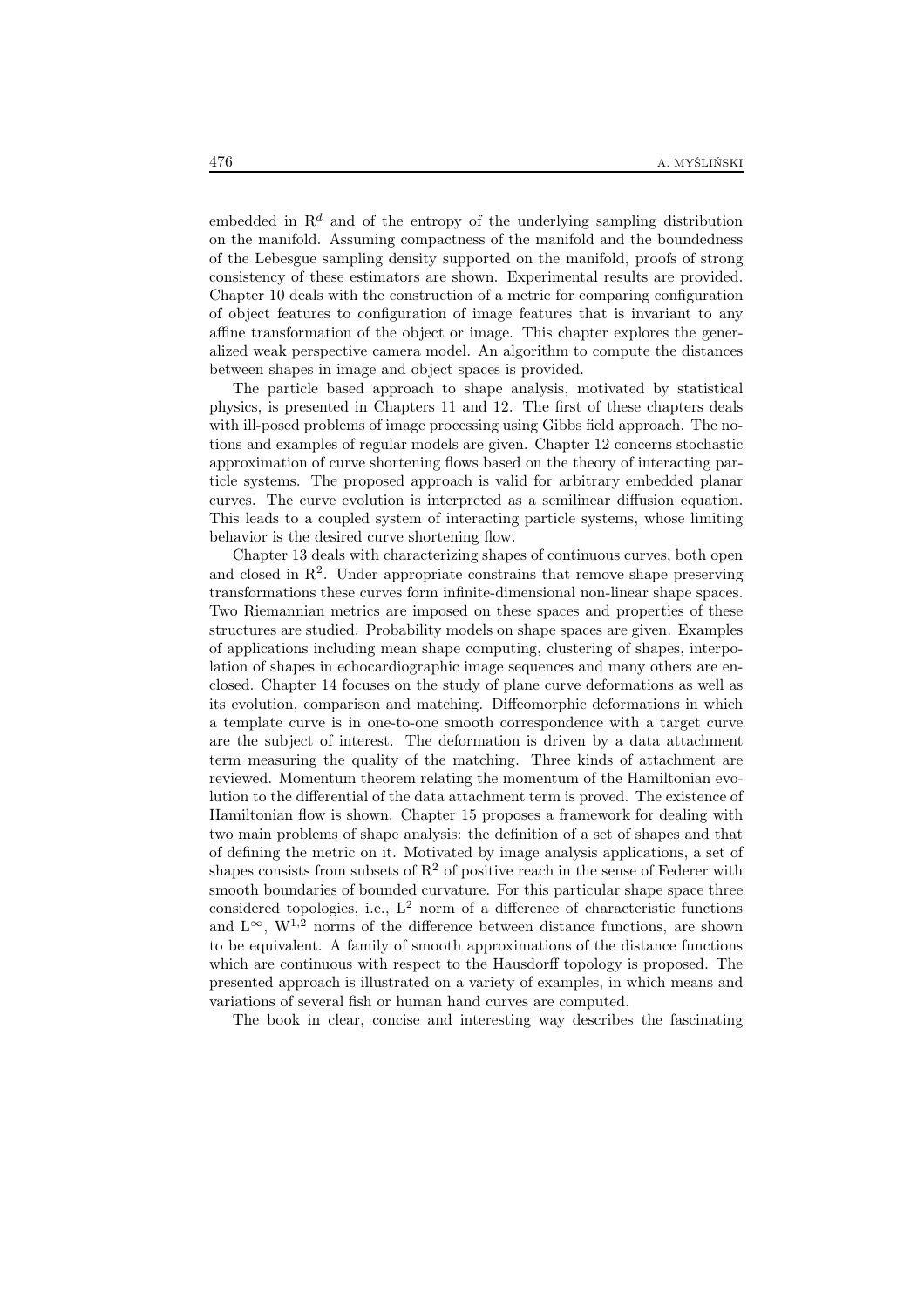embedded in $R^d$ and of the entropy of the underlying sampling distribution on the manifold. Assuming compactness of the manifold and the boundedness of the Lebesgue sampling density supported on the manifold, proofs of strong consistency of these estimators are shown. Experimental results are provided. Chapter 10 deals with the construction of a metric for comparing configuration of object features to configuration of image features that is invariant to any affine transformation of the object or image. This chapter explores the generalized weak perspective camera model. An algorithm to compute the distances between shapes in image and object spaces is provided.

The particle based approach to shape analysis, motivated by statistical physics, is presented in Chapters 11 and 12. The first of these chapters deals with ill-posed problems of image processing using Gibbs field approach. The notions and examples of regular models are given. Chapter 12 concerns stochastic approximation of curve shortening flows based on the theory of interacting particle systems. The proposed approach is valid for arbitrary embedded planar curves. The curve evolution is interpreted as a semilinear diffusion equation. This leads to a coupled system of interacting particle systems, whose limiting behavior is the desired curve shortening flow.

Chapter 13 deals with characterizing shapes of continuous curves, both open and closed in $R^2$. Under appropriate constrains that remove shape preserving transformations these curves form infinite-dimensional non-linear shape spaces. Two Riemannian metrics are imposed on these spaces and properties of these structures are studied. Probability models on shape spaces are given. Examples of applications including mean shape computing, clustering of shapes, interpolation of shapes in echocardiographic image sequences and many others are enclosed. Chapter 14 focuses on the study of plane curve deformations as well as its evolution, comparison and matching. Diffeomorphic deformations in which a template curve is in one-to-one smooth correspondence with a target curve are the subject of interest. The deformation is driven by a data attachment term measuring the quality of the matching. Three kinds of attachment are reviewed. Momentum theorem relating the momentum of the Hamiltonian evolution to the differential of the data attachment term is proved. The existence of Hamiltonian flow is shown. Chapter 15 proposes a framework for dealing with two main problems of shape analysis: the definition of a set of shapes and that of defining the metric on it. Motivated by image analysis applications, a set of shapes consists from subsets of $R^2$ of positive reach in the sense of Federer with smooth boundaries of bounded curvature. For this particular shape space three considered topologies, i.e., $L^2$ norm of a difference of characteristic functions and $L^\infty$, $W^{1,2}$ norms of the difference between distance functions, are shown to be equivalent. A family of smooth approximations of the distance functions which are continuous with respect to the Hausdorff topology is proposed. The presented approach is illustrated on a variety of examples, in which means and variations of several fish or human hand curves are computed.

The book in clear, concise and interesting way describes the fascinating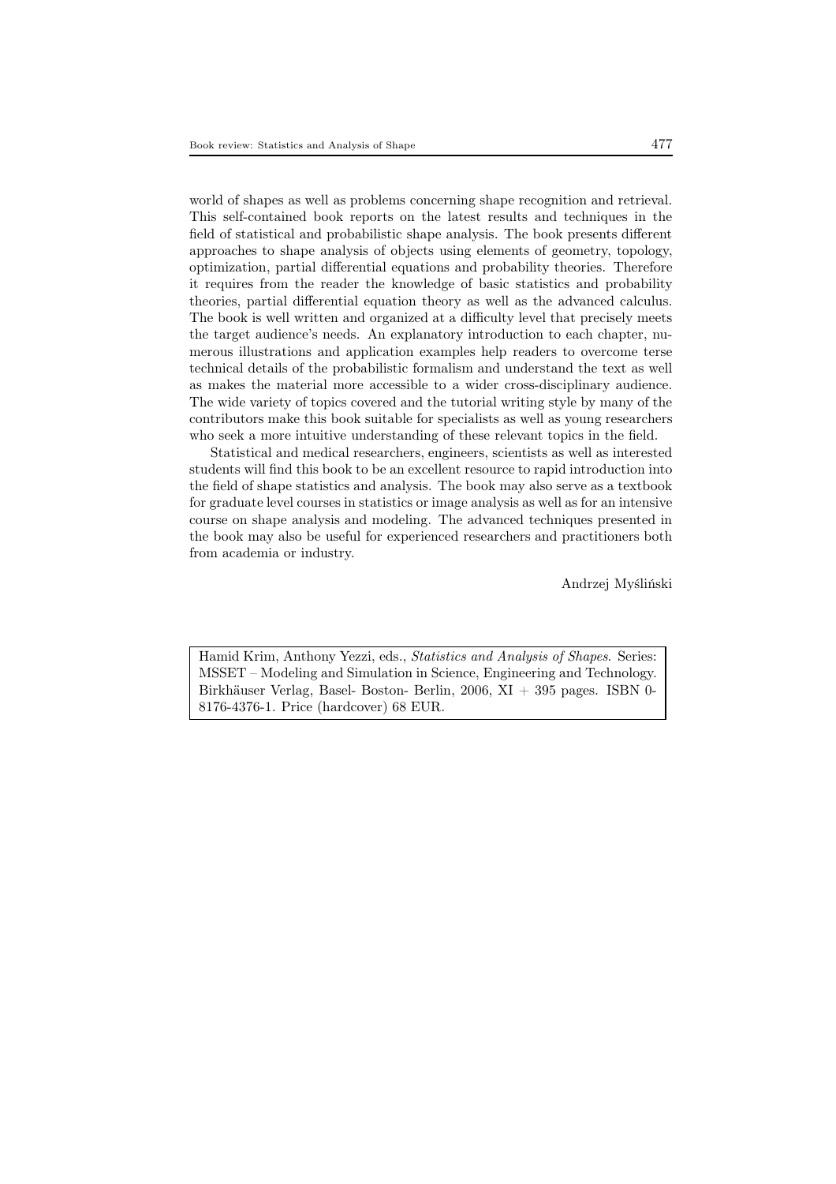world of shapes as well as problems concerning shape recognition and retrieval. This self-contained book reports on the latest results and techniques in the field of statistical and probabilistic shape analysis. The book presents different approaches to shape analysis of objects using elements of geometry, topology, optimization, partial differential equations and probability theories. Therefore it requires from the reader the knowledge of basic statistics and probability theories, partial differential equation theory as well as the advanced calculus. The book is well written and organized at a difficulty level that precisely meets the target audience's needs. An explanatory introduction to each chapter, numerous illustrations and application examples help readers to overcome terse technical details of the probabilistic formalism and understand the text as well as makes the material more accessible to a wider cross-disciplinary audience. The wide variety of topics covered and the tutorial writing style by many of the contributors make this book suitable for specialists as well as young researchers who seek a more intuitive understanding of these relevant topics in the field.

Statistical and medical researchers, engineers, scientists as well as interested students will find this book to be an excellent resource to rapid introduction into the field of shape statistics and analysis. The book may also serve as a textbook for graduate level courses in statistics or image analysis as well as for an intensive course on shape analysis and modeling. The advanced techniques presented in the book may also be useful for experienced researchers and practitioners both from academia or industry.

Andrzej Myśliński

Hamid Krim, Anthony Yezzi, eds., *Statistics and Analysis of Shapes*. Series: MSSET – Modeling and Simulation in Science, Engineering and Technology. Birkhäuser Verlag, Basel- Boston- Berlin, 2006, XI + 395 pages. ISBN 0-8176-4376-1. Price (hardcover) 68 EUR.